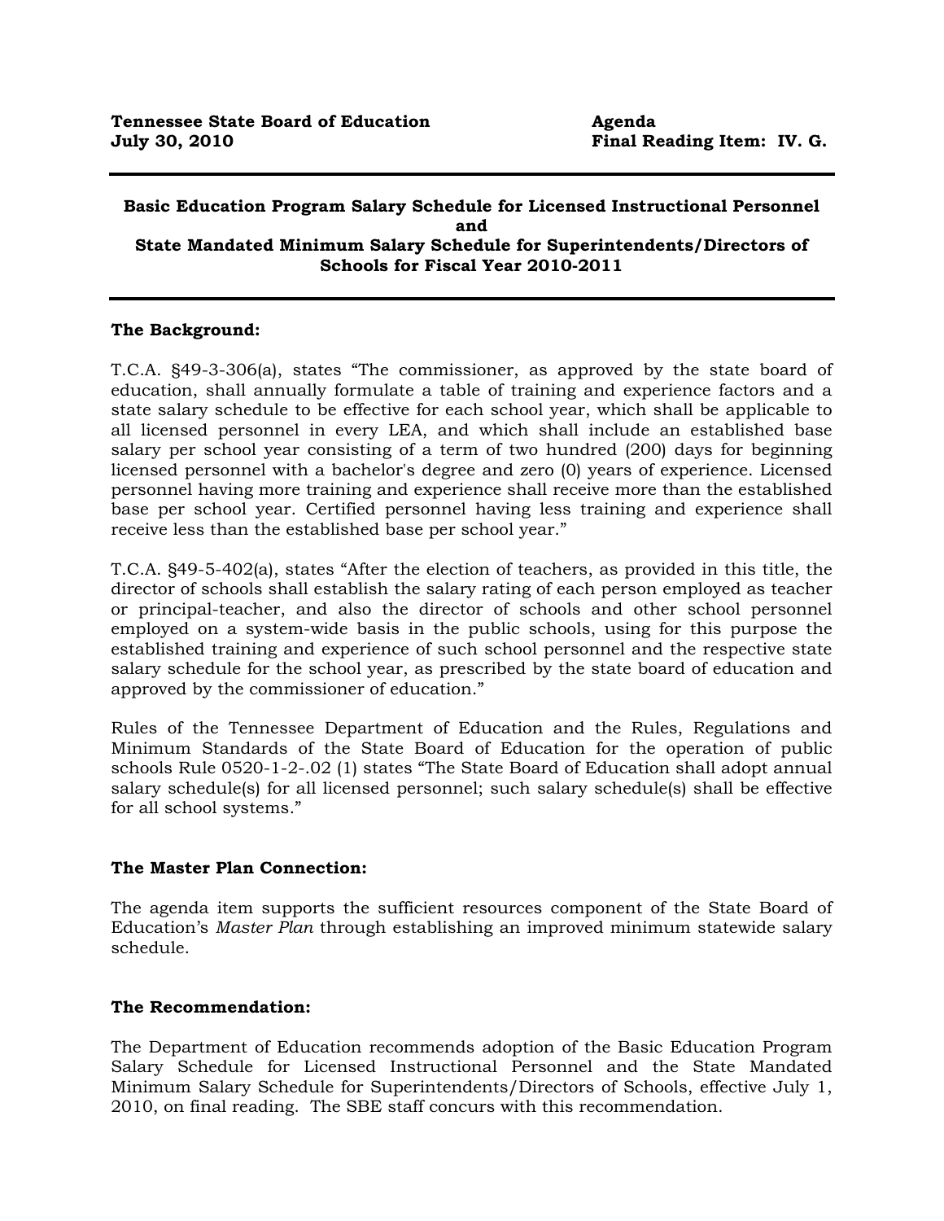**Tennessee State Board of Education**
**July 30, 2010**

**Agenda**
**Final Reading Item: IV. G.**

---

## Basic Education Program Salary Schedule for Licensed Instructional Personnel and State Mandated Minimum Salary Schedule for Superintendents/Directors of Schools for Fiscal Year 2010-2011

---

### The Background:

T.C.A. §49-3-306(a), states "The commissioner, as approved by the state board of education, shall annually formulate a table of training and experience factors and a state salary schedule to be effective for each school year, which shall be applicable to all licensed personnel in every LEA, and which shall include an established base salary per school year consisting of a term of two hundred (200) days for beginning licensed personnel with a bachelor's degree and zero (0) years of experience. Licensed personnel having more training and experience shall receive more than the established base per school year. Certified personnel having less training and experience shall receive less than the established base per school year."

T.C.A. §49-5-402(a), states "After the election of teachers, as provided in this title, the director of schools shall establish the salary rating of each person employed as teacher or principal-teacher, and also the director of schools and other school personnel employed on a system-wide basis in the public schools, using for this purpose the established training and experience of such school personnel and the respective state salary schedule for the school year, as prescribed by the state board of education and approved by the commissioner of education."

Rules of the Tennessee Department of Education and the Rules, Regulations and Minimum Standards of the State Board of Education for the operation of public schools Rule 0520-1-2-.02 (1) states "The State Board of Education shall adopt annual salary schedule(s) for all licensed personnel; such salary schedule(s) shall be effective for all school systems."

### The Master Plan Connection:

The agenda item supports the sufficient resources component of the State Board of Education's *Master Plan* through establishing an improved minimum statewide salary schedule.

### The Recommendation:

The Department of Education recommends adoption of the Basic Education Program Salary Schedule for Licensed Instructional Personnel and the State Mandated Minimum Salary Schedule for Superintendents/Directors of Schools, effective July 1, 2010, on final reading. The SBE staff concurs with this recommendation.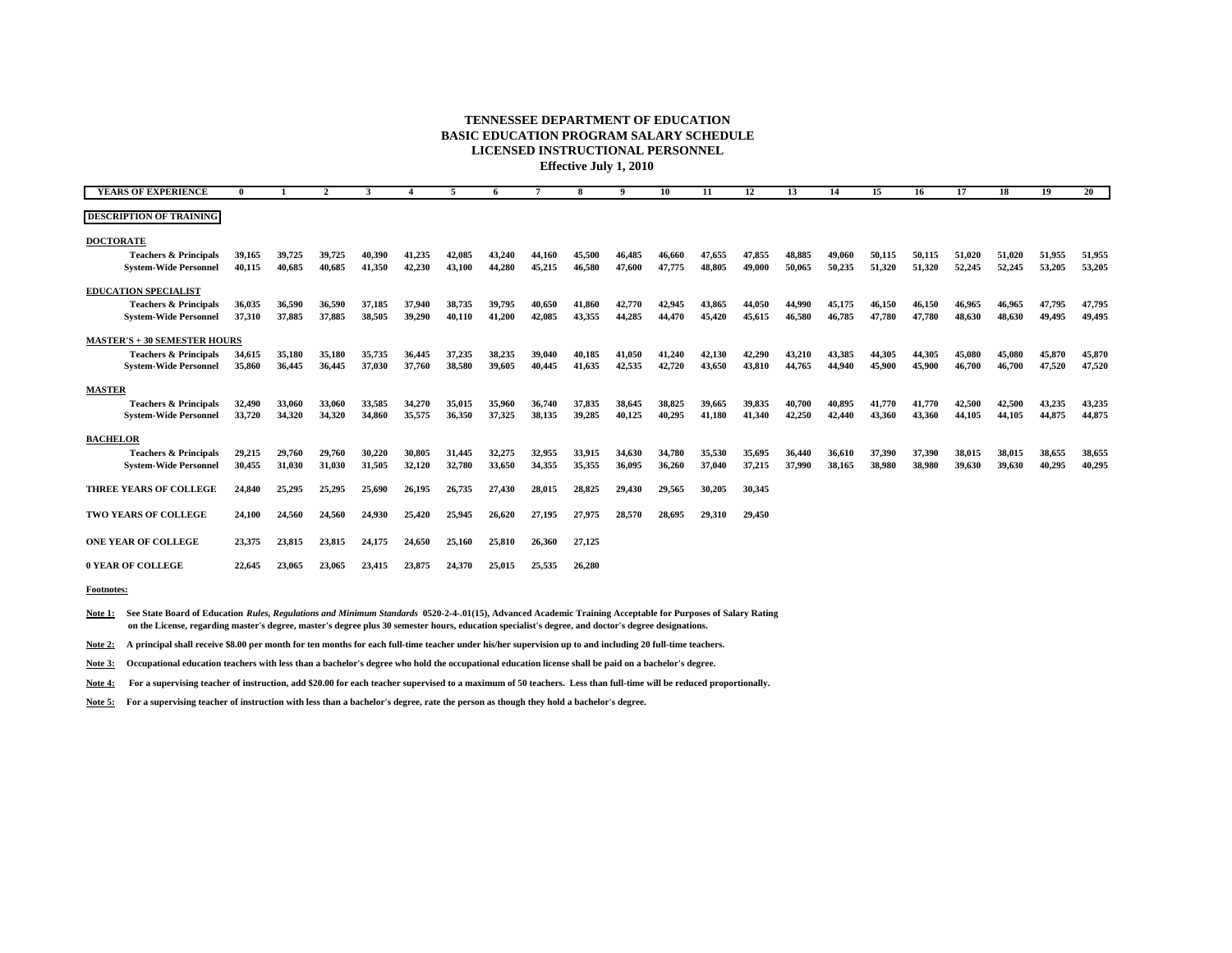# TENNESSEE DEPARTMENT OF EDUCATION
## BASIC EDUCATION PROGRAM SALARY SCHEDULE
## LICENSED INSTRUCTIONAL PERSONNEL
**Effective July 1, 2010**

| YEARS OF EXPERIENCE | 0 | 1 | 2 | 3 | 4 | 5 | 6 | 7 | 8 | 9 | 10 | 11 | 12 | 13 | 14 | 15 | 16 | 17 | 18 | 19 | 20 |
|---|---|---|---|---|---|---|---|---|---|---|---|---|---|---|---|---|---|---|---|---|---|
| **DESCRIPTION OF TRAINING** | | | | | | | | | | | | | | | | | | | | | |
| **DOCTORATE** | | | | | | | | | | | | | | | | | | | | | |
| Teachers & Principals | 39,165 | 39,725 | 39,725 | 40,390 | 41,235 | 42,085 | 43,240 | 44,160 | 45,500 | 46,485 | 46,660 | 47,655 | 47,855 | 48,885 | 49,060 | 50,115 | 50,115 | 51,020 | 51,020 | 51,955 | 51,955 |
| System-Wide Personnel | 40,115 | 40,685 | 40,685 | 41,350 | 42,230 | 43,100 | 44,280 | 45,215 | 46,580 | 47,600 | 47,775 | 48,805 | 49,000 | 50,065 | 50,235 | 51,320 | 51,320 | 52,245 | 52,245 | 53,205 | 53,205 |
| **EDUCATION SPECIALIST** | | | | | | | | | | | | | | | | | | | | | |
| Teachers & Principals | 36,035 | 36,590 | 36,590 | 37,185 | 37,940 | 38,735 | 39,795 | 40,650 | 41,860 | 42,770 | 42,945 | 43,865 | 44,050 | 44,990 | 45,175 | 46,150 | 46,150 | 46,965 | 46,965 | 47,795 | 47,795 |
| System-Wide Personnel | 37,310 | 37,885 | 37,885 | 38,505 | 39,290 | 40,110 | 41,200 | 42,085 | 43,355 | 44,285 | 44,470 | 45,420 | 45,615 | 46,580 | 46,785 | 47,780 | 47,780 | 48,630 | 48,630 | 49,495 | 49,495 |
| **MASTER'S + 30 SEMESTER HOURS** | | | | | | | | | | | | | | | | | | | | | |
| Teachers & Principals | 34,615 | 35,180 | 35,180 | 35,735 | 36,445 | 37,235 | 38,235 | 39,040 | 40,185 | 41,050 | 41,240 | 42,130 | 42,290 | 43,210 | 43,385 | 44,305 | 44,305 | 45,080 | 45,080 | 45,870 | 45,870 |
| System-Wide Personnel | 35,860 | 36,445 | 36,445 | 37,030 | 37,760 | 38,580 | 39,605 | 40,445 | 41,635 | 42,535 | 42,720 | 43,650 | 43,810 | 44,765 | 44,940 | 45,900 | 45,900 | 46,700 | 46,700 | 47,520 | 47,520 |
| **MASTER** | | | | | | | | | | | | | | | | | | | | | |
| Teachers & Principals | 32,490 | 33,060 | 33,060 | 33,585 | 34,270 | 35,015 | 35,960 | 36,740 | 37,835 | 38,645 | 38,825 | 39,665 | 39,835 | 40,700 | 40,895 | 41,770 | 41,770 | 42,500 | 42,500 | 43,235 | 43,235 |
| System-Wide Personnel | 33,720 | 34,320 | 34,320 | 34,860 | 35,575 | 36,350 | 37,325 | 38,135 | 39,285 | 40,125 | 40,295 | 41,180 | 41,340 | 42,250 | 42,440 | 43,360 | 43,360 | 44,105 | 44,105 | 44,875 | 44,875 |
| **BACHELOR** | | | | | | | | | | | | | | | | | | | | | |
| Teachers & Principals | 29,215 | 29,760 | 29,760 | 30,220 | 30,805 | 31,445 | 32,275 | 32,955 | 33,915 | 34,630 | 34,780 | 35,530 | 35,695 | 36,440 | 36,610 | 37,390 | 37,390 | 38,015 | 38,015 | 38,655 | 38,655 |
| System-Wide Personnel | 30,455 | 31,030 | 31,030 | 31,505 | 32,120 | 32,780 | 33,650 | 34,355 | 35,355 | 36,095 | 36,260 | 37,040 | 37,215 | 37,990 | 38,165 | 38,980 | 38,980 | 39,630 | 39,630 | 40,295 | 40,295 |
| **THREE YEARS OF COLLEGE** | 24,840 | 25,295 | 25,295 | 25,690 | 26,195 | 26,735 | 27,430 | 28,015 | 28,825 | 29,430 | 29,565 | 30,205 | 30,345 | | | | | | | | |
| **TWO YEARS OF COLLEGE** | 24,100 | 24,560 | 24,560 | 24,930 | 25,420 | 25,945 | 26,620 | 27,195 | 27,975 | 28,570 | 28,695 | 29,310 | 29,450 | | | | | | | | |
| **ONE YEAR OF COLLEGE** | 23,375 | 23,815 | 23,815 | 24,175 | 24,650 | 25,160 | 25,810 | 26,360 | 27,125 | | | | | | | | | | | | |
| **0 YEAR OF COLLEGE** | 22,645 | 23,065 | 23,065 | 23,415 | 23,875 | 24,370 | 25,015 | 25,535 | 26,280 | | | | | | | | | | | | |

**Footnotes:**

**Note 1:** See State Board of Education *Rules, Regulations and Minimum Standards* 0520-2-4-.01(15), Advanced Academic Training Acceptable for Purposes of Salary Rating on the License, regarding master's degree, master's degree plus 30 semester hours, education specialist's degree, and doctor's degree designations.

**Note 2:** A principal shall receive $8.00 per month for ten months for each full-time teacher under his/her supervision up to and including 20 full-time teachers.

**Note 3:** Occupational education teachers with less than a bachelor's degree who hold the occupational education license shall be paid on a bachelor's degree.

**Note 4:** For a supervising teacher of instruction, add $20.00 for each teacher supervised to a maximum of 50 teachers. Less than full-time will be reduced proportionally.

**Note 5:** For a supervising teacher of instruction with less than a bachelor's degree, rate the person as though they hold a bachelor's degree.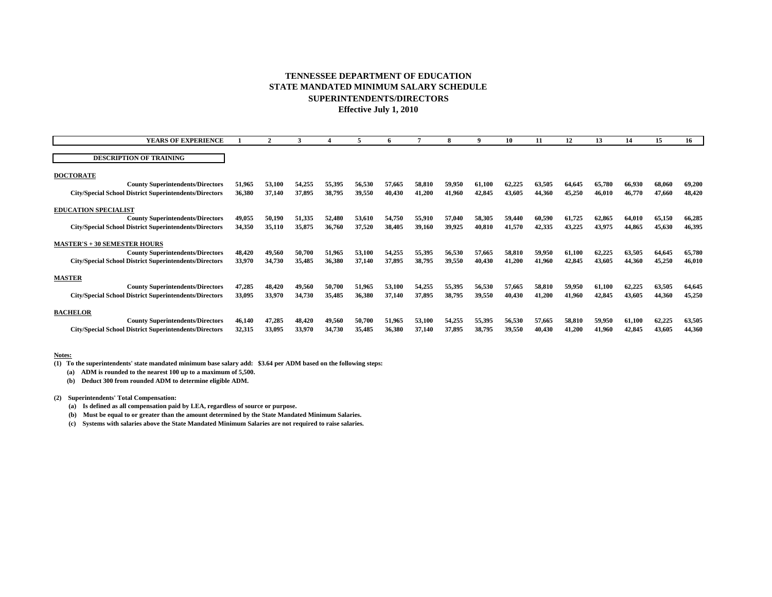# TENNESSEE DEPARTMENT OF EDUCATION
## STATE MANDATED MINIMUM SALARY SCHEDULE
## SUPERINTENDENTS/DIRECTORS
### Effective July 1, 2010

| YEARS OF EXPERIENCE | 1 | 2 | 3 | 4 | 5 | 6 | 7 | 8 | 9 | 10 | 11 | 12 | 13 | 14 | 15 | 16 |
|---|---|---|---|---|---|---|---|---|---|---|---|---|---|---|---|---|
| **DESCRIPTION OF TRAINING** | | | | | | | | | | | | | | | | |
| **DOCTORATE** | | | | | | | | | | | | | | | | |
| County Superintendents/Directors | 51,965 | 53,100 | 54,255 | 55,395 | 56,530 | 57,665 | 58,810 | 59,950 | 61,100 | 62,225 | 63,505 | 64,645 | 65,780 | 66,930 | 68,060 | 69,200 |
| City/Special School District Superintendents/Directors | 36,380 | 37,140 | 37,895 | 38,795 | 39,550 | 40,430 | 41,200 | 41,960 | 42,845 | 43,605 | 44,360 | 45,250 | 46,010 | 46,770 | 47,660 | 48,420 |
| **EDUCATION SPECIALIST** | | | | | | | | | | | | | | | | |
| County Superintendents/Directors | 49,055 | 50,190 | 51,335 | 52,480 | 53,610 | 54,750 | 55,910 | 57,040 | 58,305 | 59,440 | 60,590 | 61,725 | 62,865 | 64,010 | 65,150 | 66,285 |
| City/Special School District Superintendents/Directors | 34,350 | 35,110 | 35,875 | 36,760 | 37,520 | 38,405 | 39,160 | 39,925 | 40,810 | 41,570 | 42,335 | 43,225 | 43,975 | 44,865 | 45,630 | 46,395 |
| **MASTER'S + 30 SEMESTER HOURS** | | | | | | | | | | | | | | | | |
| County Superintendents/Directors | 48,420 | 49,560 | 50,700 | 51,965 | 53,100 | 54,255 | 55,395 | 56,530 | 57,665 | 58,810 | 59,950 | 61,100 | 62,225 | 63,505 | 64,645 | 65,780 |
| City/Special School District Superintendents/Directors | 33,970 | 34,730 | 35,485 | 36,380 | 37,140 | 37,895 | 38,795 | 39,550 | 40,430 | 41,200 | 41,960 | 42,845 | 43,605 | 44,360 | 45,250 | 46,010 |
| **MASTER** | | | | | | | | | | | | | | | | |
| County Superintendents/Directors | 47,285 | 48,420 | 49,560 | 50,700 | 51,965 | 53,100 | 54,255 | 55,395 | 56,530 | 57,665 | 58,810 | 59,950 | 61,100 | 62,225 | 63,505 | 64,645 |
| City/Special School District Superintendents/Directors | 33,095 | 33,970 | 34,730 | 35,485 | 36,380 | 37,140 | 37,895 | 38,795 | 39,550 | 40,430 | 41,200 | 41,960 | 42,845 | 43,605 | 44,360 | 45,250 |
| **BACHELOR** | | | | | | | | | | | | | | | | |
| County Superintendents/Directors | 46,140 | 47,285 | 48,420 | 49,560 | 50,700 | 51,965 | 53,100 | 54,255 | 55,395 | 56,530 | 57,665 | 58,810 | 59,950 | 61,100 | 62,225 | 63,505 |
| City/Special School District Superintendents/Directors | 32,315 | 33,095 | 33,970 | 34,730 | 35,485 | 36,380 | 37,140 | 37,895 | 38,795 | 39,550 | 40,430 | 41,200 | 41,960 | 42,845 | 43,605 | 44,360 |

**Notes:**

**(1) To the superintendents' state mandated minimum base salary add: $3.64 per ADM based on the following steps:**
- **(a) ADM is rounded to the nearest 100 up to a maximum of 5,500.**
- **(b) Deduct 300 from rounded ADM to determine eligible ADM.**

**(2) Superintendents' Total Compensation:**
- **(a) Is defined as all compensation paid by LEA, regardless of source or purpose.**
- **(b) Must be equal to or greater than the amount determined by the State Mandated Minimum Salaries.**
- **(c) Systems with salaries above the State Mandated Minimum Salaries are not required to raise salaries.**